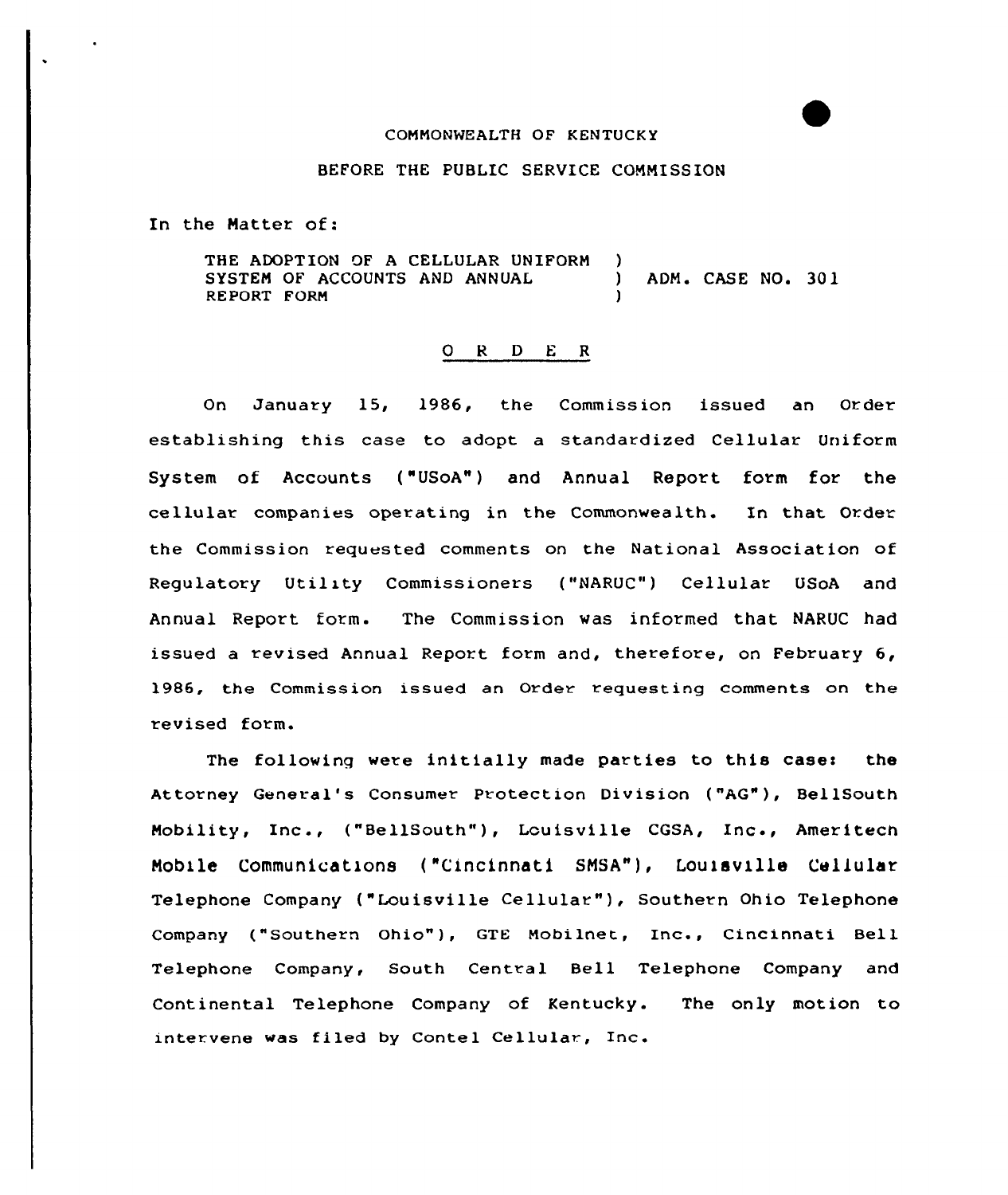COMMONWEALTH OF KENTUCKY

BEFORE THE PUBLIC SERVICE COMMISSION

In the Matter of:

THE ADOPTION OF A CELLULAR UNIFORM SYSTEM OF ACCOUNTS AND ANNUAL REPORT FORM ) ADM. CASE NO. 301

O R D E R

On January 15, 1986, the Commission issued an Order establishing this case to adopt a standardized Cellular Uniform System of Accounts ("USoA") and Annual Report form for the cellular companies operating in the Commonwealth. In that Order the Commission requested comments on the National Association of Regulatory Utility Commissioners ("NARUC") Cellular USoA and Annual Report form. The Commission was informed that NARUC had issued a revised Annual Report form and, therefore, on February 6, 1986, the Commission issued an Order requesting comments on the revised form.

The following were initially made parties to this case: the Attorney General's Consumer Protection Division ("AG"), BellSouth Mobility, Inc., ("BellSouth"), Louisville CGSA, Inc., Ameritech Mobile Communications ("Cincinnati SMSA"), Louisville Cellular Telephone Company ("Louisville Cellular"), Southern Ohio Telephone Company ("Southern Ohio"), GTE Mobilnet, Inc., Cincinnati Bell Telephone Company, South Central Bell Telephone Company and Continental Telephone Company of Kentucky. The only motion to intervene was filed by Contel Cellular, Inc.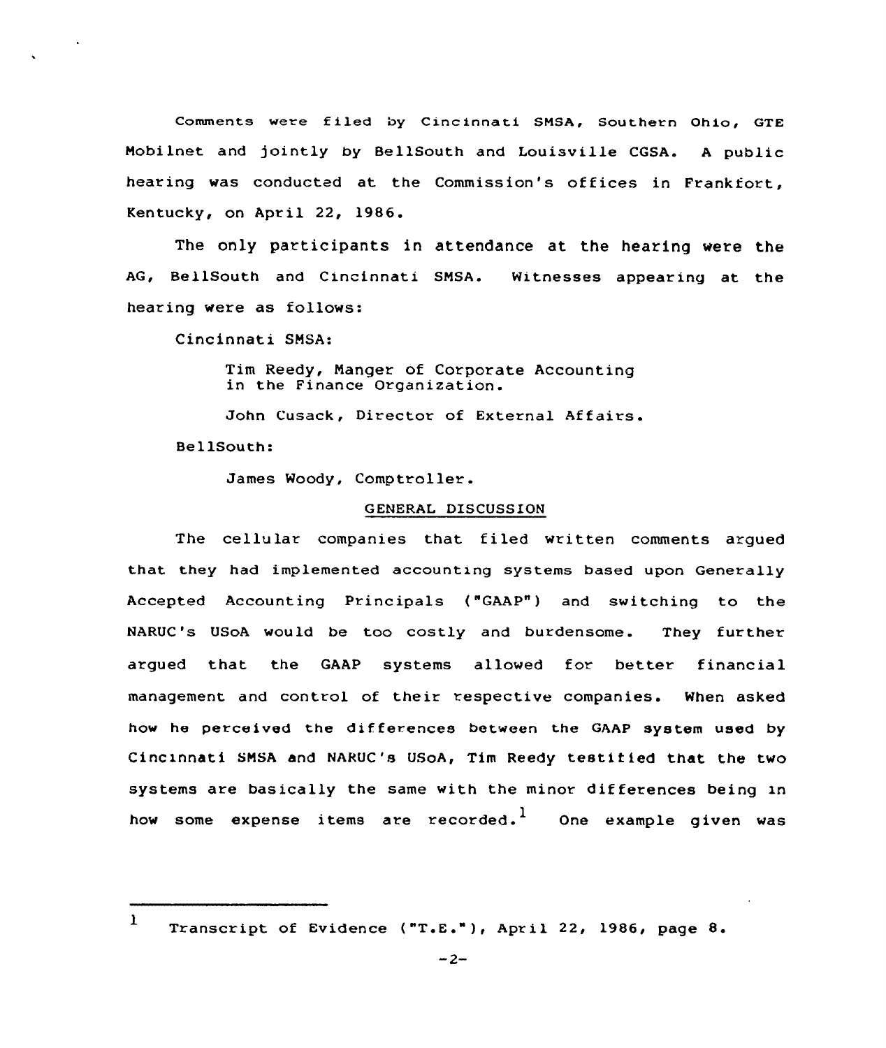Comments were filed by Cincinnati SMSA, Southern Ohio, GTE Mobilnet and jointly by BellSouth and Louisville CGSA. A public hearing was conducted at the Commission's offices in Frankfort, Kentucky, on April 22, 1986.

The only participants in attendance at the hearing were the AG, BellSouth and Cincinnati SMSA. Witnesses appearing at the hearing were as follows:

Cincinnati SMSA:

> Tim Reedy, Manger of Corporate Accounting in the Finance Organization.
>
> John Cusack, Director of External Affairs.

BellSouth:

> James Woody, Comptroller.

## GENERAL DISCUSSION

The cellular companies that filed written comments argued that they had implemented accounting systems based upon Generally Accepted Accounting Principals ("GAAP") and switching to the NARUC's USoA would be too costly and burdensome. They further argued that the GAAP systems allowed for better financial management and control of their respective companies. When asked how he perceived the differences between the GAAP system used by Cincinnati SMSA and NARUC's USoA, Tim Reedy testified that the two systems are basically the same with the minor differences being in how some expense items are recorded.[1] One example given was

---

[1] Transcript of Evidence ("T.E."), April 22, 1986, page 8.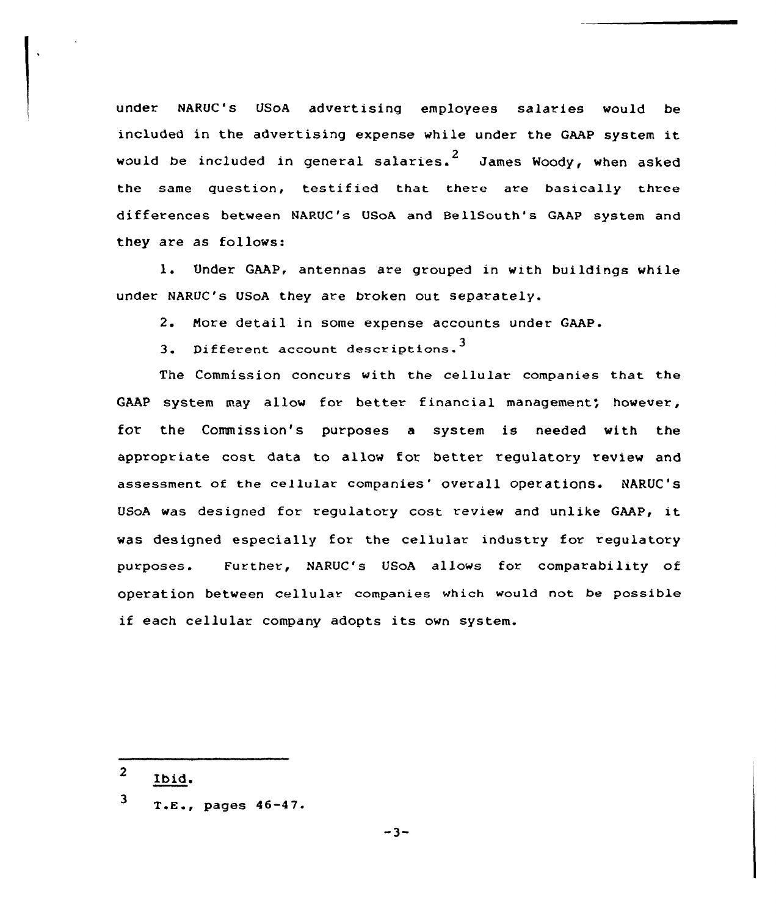under NARUC's USoA advertising employees salaries would be included in the advertising expense while under the GAAP system it would be included in general salaries.[2] James Woody, when asked the same question, testified that there are basically three differences between NARUC's USoA and BellSouth's GAAP system and they are as follows:

1. Under GAAP, antennas are grouped in with buildings while under NARUC's USoA they are broken out separately.

2. More detail in some expense accounts under GAAP.

3. Different account descriptions.[3]

The Commission concurs with the cellular companies that the GAAP system may allow for better financial management; however, for the Commission's purposes a system is needed with the appropriate cost data to allow for better regulatory review and assessment of the cellular companies' overall operations. NARUC's USoA was designed for regulatory cost review and unlike GAAP, it was designed especially for the cellular industry for regulatory purposes. Further, NARUC's USoA allows for comparability of operation between cellular companies which would not be possible if each cellular company adopts its own system.

---

[2] Ibid.

[3] T.E., pages 46-47.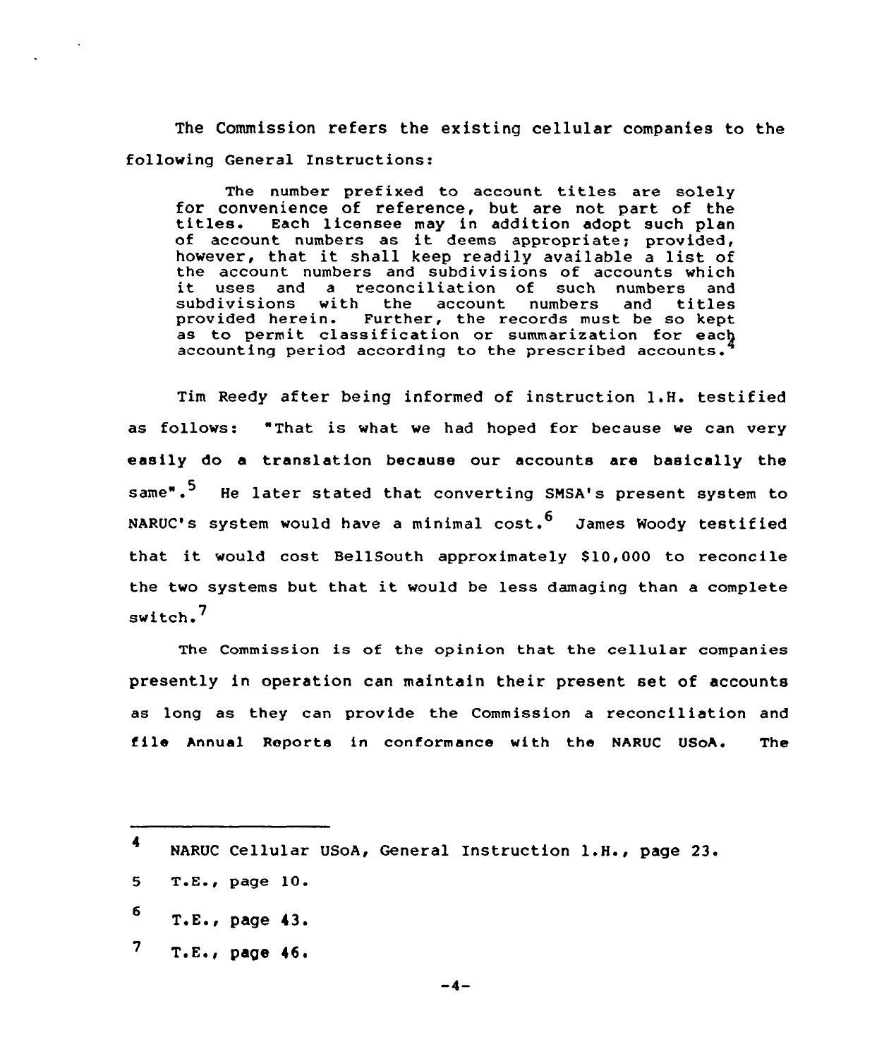The Commission refers the existing cellular companies to the following General Instructions:

> The number prefixed to account titles are solely for convenience of reference, but are not part of the titles. Each licensee may in addition adopt such plan of account numbers as it deems appropriate; provided, however, that it shall keep readily available a list of the account numbers and subdivisions of accounts which it uses and a reconciliation of such numbers and subdivisions with the account numbers and titles provided herein. Further, the records must be so kept as to permit classification or summarization for each accounting period according to the prescribed accounts.[4]

Tim Reedy after being informed of instruction 1.H. testified as follows: "That is what we had hoped for because we can very easily do a translation because our accounts are basically the same".[5] He later stated that converting SMSA's present system to NARUC's system would have a minimal cost.[6] James Woody testified that it would cost BellSouth approximately $10,000 to reconcile the two systems but that it would be less damaging than a complete switch.[7]

The Commission is of the opinion that the cellular companies presently in operation can maintain their present set of accounts as long as they can provide the Commission a reconciliation and file Annual Reports in conformance with the NARUC USoA. The

---

[4] NARUC Cellular USoA, General Instruction 1.H., page 23.

[5] T.E., page 10.

[6] T.E., page 43.

[7] T.E., page 46.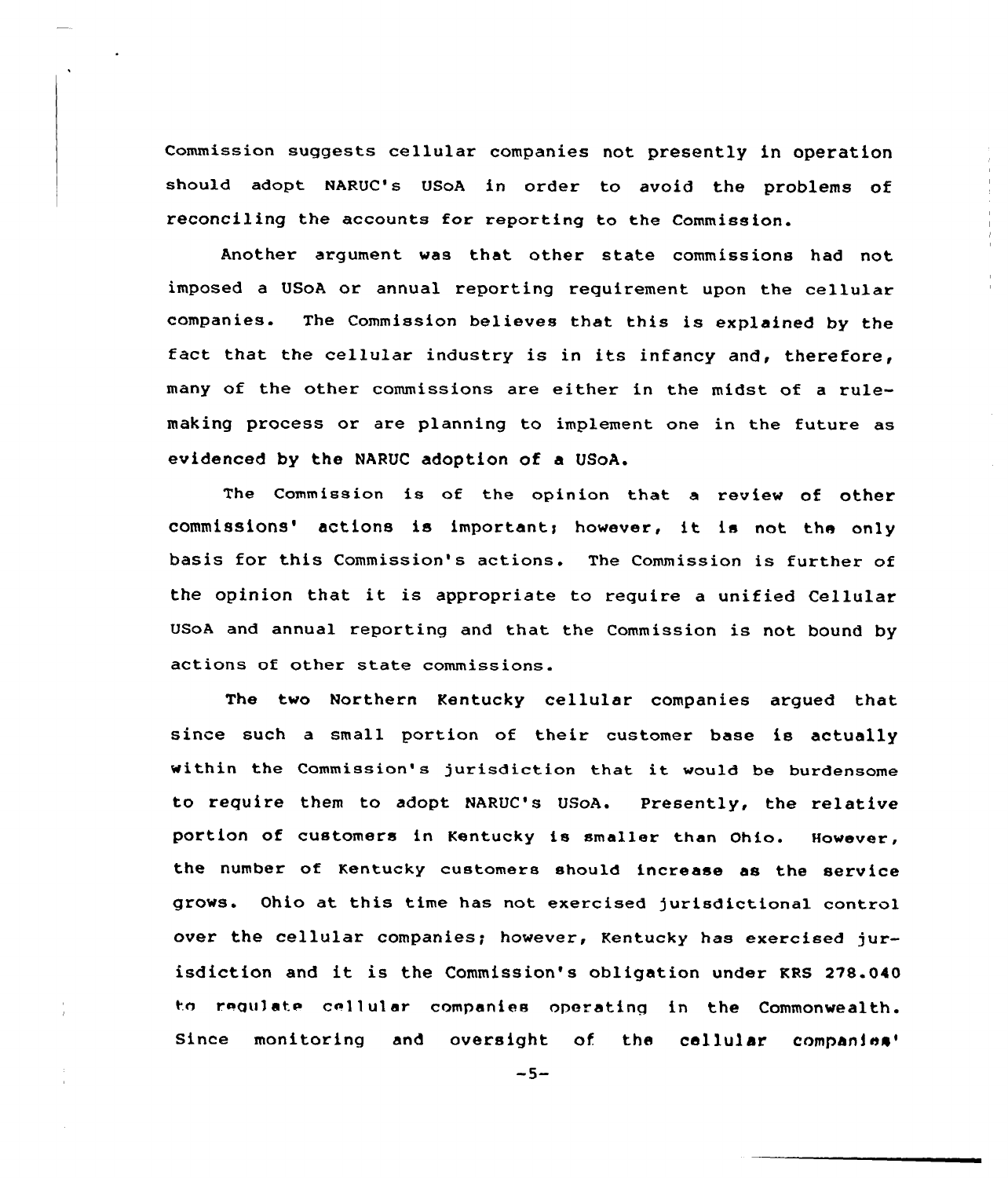Commission suggests cellular companies not presently in operation should adopt NARUC's USoA in order to avoid the problems of reconciling the accounts for reporting to the Commission.

Another argument was that other state commissions had not imposed a USoA or annual reporting requirement upon the cellular companies. The Commission believes that this is explained by the fact that the cellular industry is in its infancy and, therefore, many of the other commissions are either in the midst of a rule-making process or are planning to implement one in the future as evidenced by the NARUC adoption of a USoA.

The Commission is of the opinion that a review of other commissions' actions is important; however, it is not the only basis for this Commission's actions. The Commission is further of the opinion that it is appropriate to require a unified Cellular USoA and annual reporting and that the Commission is not bound by actions of other state commissions.

The two Northern Kentucky cellular companies argued that since such a small portion of their customer base is actually within the Commission's jurisdiction that it would be burdensome to require them to adopt NARUC's USoA. Presently, the relative portion of customers in Kentucky is smaller than Ohio. However, the number of Kentucky customers should increase as the service grows. Ohio at this time has not exercised jurisdictional control over the cellular companies; however, Kentucky has exercised jurisdiction and it is the Commission's obligation under KRS 278.040 to regulate cellular companies operating in the Commonwealth. Since monitoring and oversight of the cellular companies'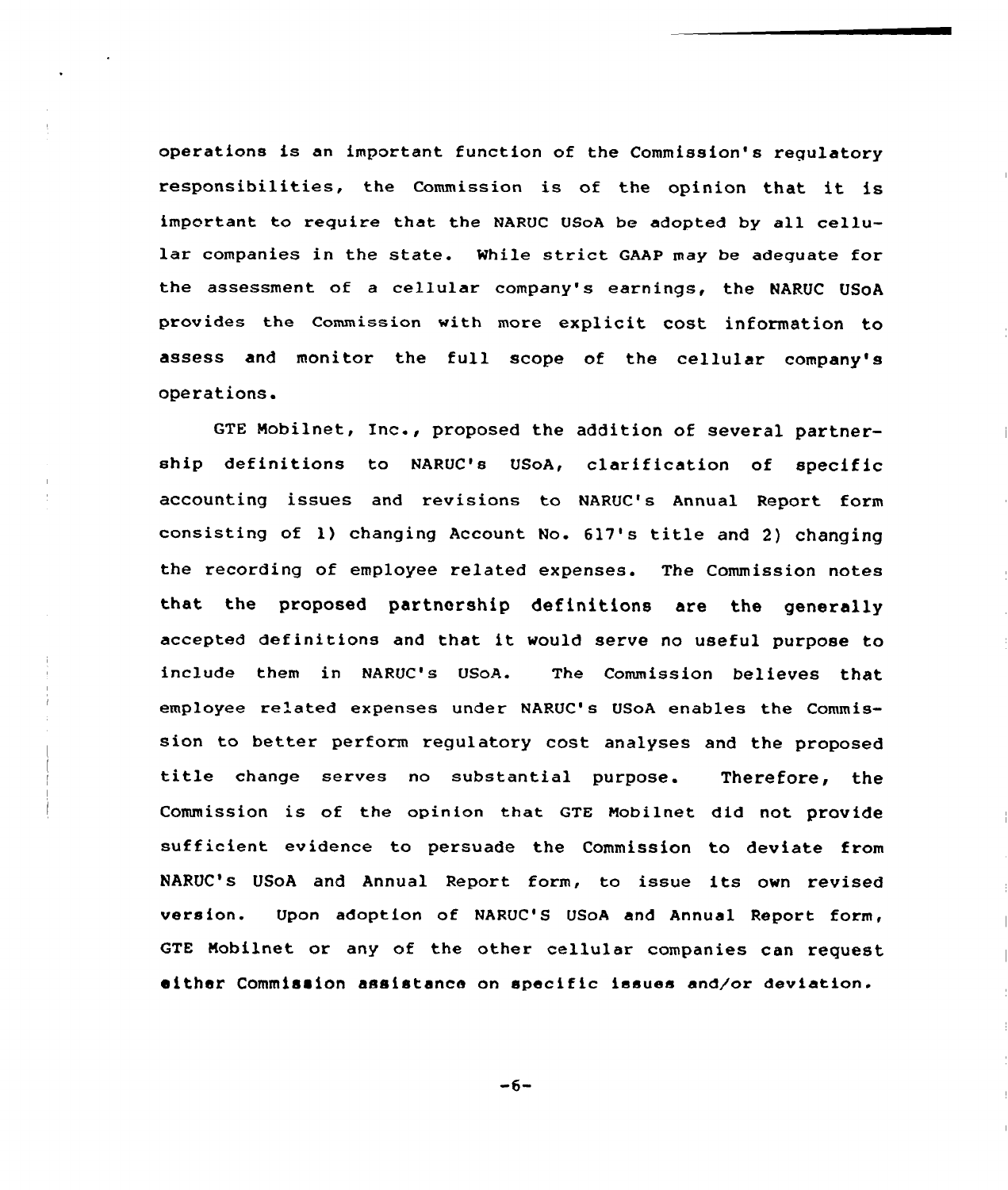operations is an important function of the Commission's regulatory responsibilities, the Commission is of the opinion that it is important to require that the NARUC USoA be adopted by all cellular companies in the state. While strict GAAP may be adequate for the assessment of a cellular company's earnings, the NARUC USoA provides the Commission with more explicit cost information to assess and monitor the full scope of the cellular company's operations.

GTE Mobilnet, Inc., proposed the addition of several partnership definitions to NARUC's USoA, clarification of specific accounting issues and revisions to NARUC's Annual Report form consisting of 1) changing Account No. 617's title and 2) changing the recording of employee related expenses. The Commission notes that the proposed partnership definitions are the generally accepted definitions and that it would serve no useful purpose to include them in NARUC's USoA. The Commission believes that employee related expenses under NARUC's USoA enables the Commission to better perform regulatory cost analyses and the proposed title change serves no substantial purpose. Therefore, the Commission is of the opinion that GTE Mobilnet did not provide sufficient evidence to persuade the Commission to deviate from NARUC's USoA and Annual Report form, to issue its own revised version. Upon adoption of NARUC'S USoA and Annual Report form, GTE Mobilnet or any of the other cellular companies can request either Commission assistance on specific issues and/or deviation.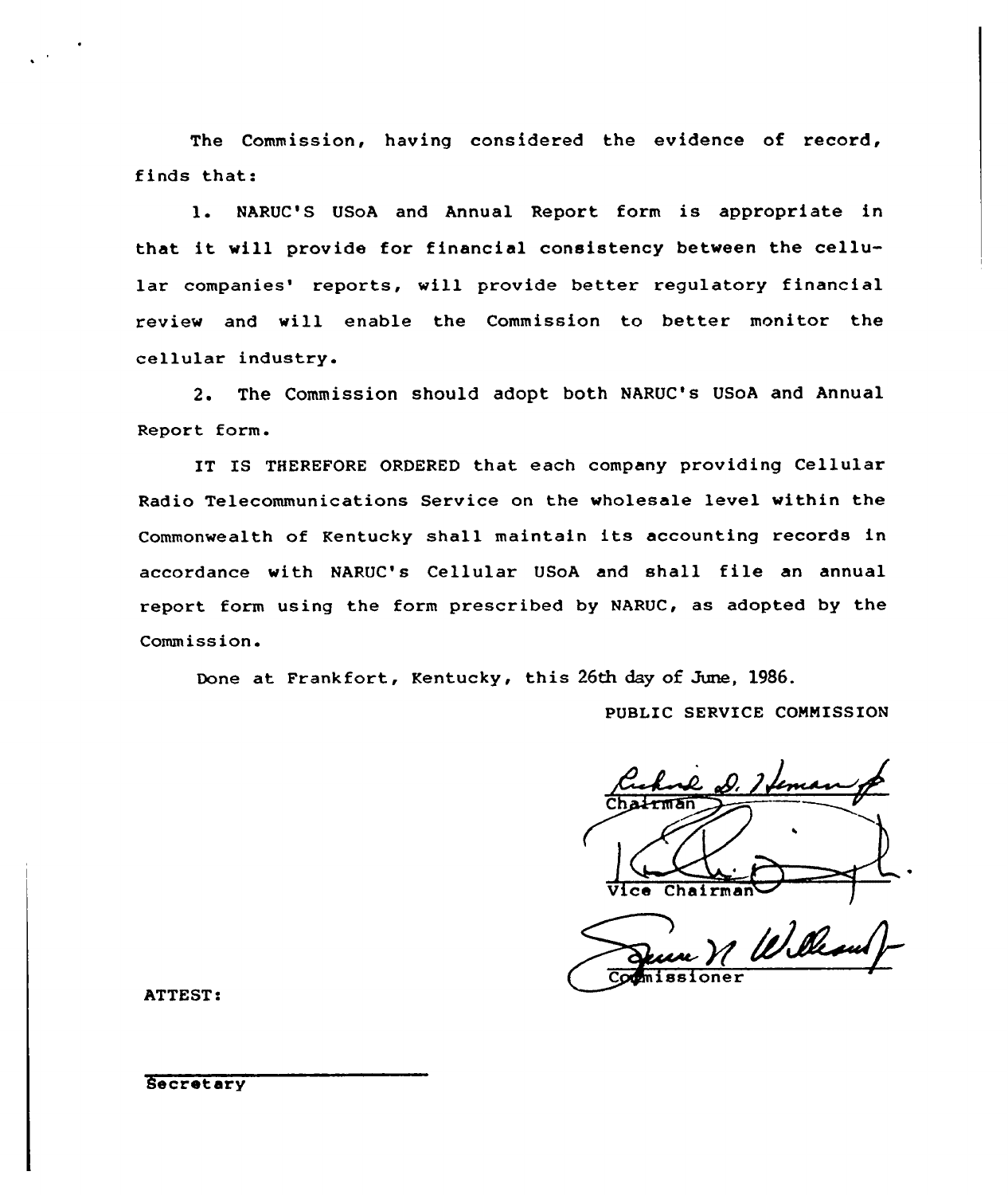The Commission, having considered the evidence of record, finds that:

1. NARUC'S USoA and Annual Report form is appropriate in that it will provide for financial consistency between the cellular companies' reports, will provide better regulatory financial review and will enable the Commission to better monitor the cellular industry.

2. The Commission should adopt both NARUC's USoA and Annual Report form.

IT IS THEREFORE ORDERED that each company providing Cellular Radio Telecommunications Service on the wholesale level within the Commonwealth of Kentucky shall maintain its accounting records in accordance with NARUC's Cellular USoA and shall file an annual report form using the form prescribed by NARUC, as adopted by the Commission.

Done at Frankfort, Kentucky, this 26th day of June, 1986.

PUBLIC SERVICE COMMISSION

Chairman

Vice Chairman

Commissioner

ATTEST:

Secretary